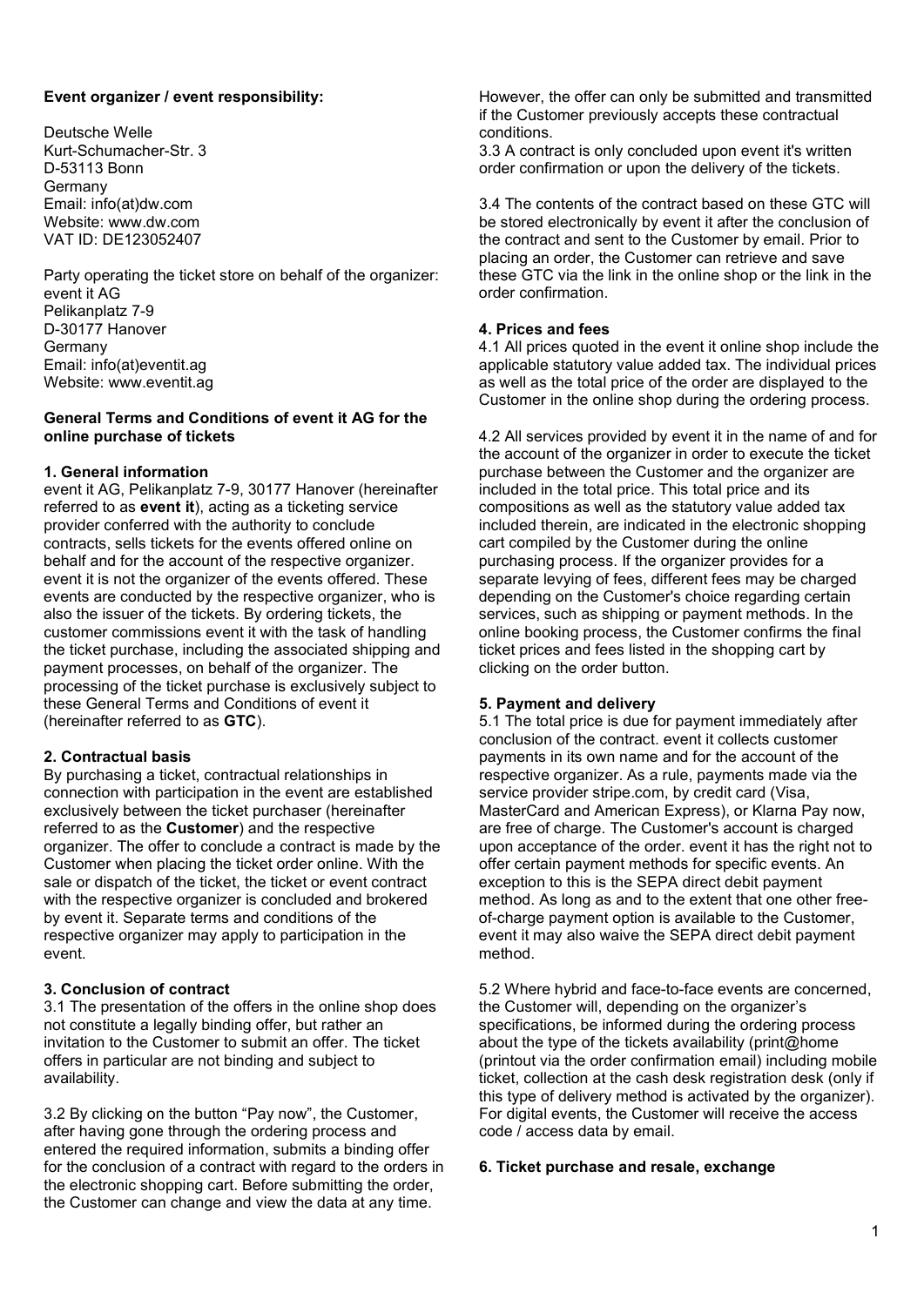**Event organizer / event responsibility:**

Deutsche Welle
Kurt-Schumacher-Str. 3
D-53113 Bonn
Germany
Email: info(at)dw.com
Website: www.dw.com
VAT ID: DE123052407

Party operating the ticket store on behalf of the organizer:
event it AG
Pelikanplatz 7-9
D-30177 Hanover
Germany
Email: info(at)eventit.ag
Website: www.eventit.ag

## General Terms and Conditions of event it AG for the online purchase of tickets

### 1. General information

event it AG, Pelikanplatz 7-9, 30177 Hanover (hereinafter referred to as **event it**), acting as a ticketing service provider conferred with the authority to conclude contracts, sells tickets for the events offered online on behalf and for the account of the respective organizer. event it is not the organizer of the events offered. These events are conducted by the respective organizer, who is also the issuer of the tickets. By ordering tickets, the customer commissions event it with the task of handling the ticket purchase, including the associated shipping and payment processes, on behalf of the organizer. The processing of the ticket purchase is exclusively subject to these General Terms and Conditions of event it (hereinafter referred to as **GTC**).

### 2. Contractual basis

By purchasing a ticket, contractual relationships in connection with participation in the event are established exclusively between the ticket purchaser (hereinafter referred to as the **Customer**) and the respective organizer. The offer to conclude a contract is made by the Customer when placing the ticket order online. With the sale or dispatch of the ticket, the ticket or event contract with the respective organizer is concluded and brokered by event it. Separate terms and conditions of the respective organizer may apply to participation in the event.

### 3. Conclusion of contract

3.1 The presentation of the offers in the online shop does not constitute a legally binding offer, but rather an invitation to the Customer to submit an offer. The ticket offers in particular are not binding and subject to availability.

3.2 By clicking on the button “Pay now”, the Customer, after having gone through the ordering process and entered the required information, submits a binding offer for the conclusion of a contract with regard to the orders in the electronic shopping cart. Before submitting the order, the Customer can change and view the data at any time. However, the offer can only be submitted and transmitted if the Customer previously accepts these contractual conditions.

3.3 A contract is only concluded upon event it's written order confirmation or upon the delivery of the tickets.

3.4 The contents of the contract based on these GTC will be stored electronically by event it after the conclusion of the contract and sent to the Customer by email. Prior to placing an order, the Customer can retrieve and save these GTC via the link in the online shop or the link in the order confirmation.

### 4. Prices and fees

4.1 All prices quoted in the event it online shop include the applicable statutory value added tax. The individual prices as well as the total price of the order are displayed to the Customer in the online shop during the ordering process.

4.2 All services provided by event it in the name of and for the account of the organizer in order to execute the ticket purchase between the Customer and the organizer are included in the total price. This total price and its compositions as well as the statutory value added tax included therein, are indicated in the electronic shopping cart compiled by the Customer during the online purchasing process. If the organizer provides for a separate levying of fees, different fees may be charged depending on the Customer's choice regarding certain services, such as shipping or payment methods. In the online booking process, the Customer confirms the final ticket prices and fees listed in the shopping cart by clicking on the order button.

### 5. Payment and delivery

5.1 The total price is due for payment immediately after conclusion of the contract. event it collects customer payments in its own name and for the account of the respective organizer. As a rule, payments made via the service provider stripe.com, by credit card (Visa, MasterCard and American Express), or Klarna Pay now, are free of charge. The Customer's account is charged upon acceptance of the order. event it has the right not to offer certain payment methods for specific events. An exception to this is the SEPA direct debit payment method. As long as and to the extent that one other free-of-charge payment option is available to the Customer, event it may also waive the SEPA direct debit payment method.

5.2 Where hybrid and face-to-face events are concerned, the Customer will, depending on the organizer’s specifications, be informed during the ordering process about the type of the tickets availability (print@home (printout via the order confirmation email) including mobile ticket, collection at the cash desk registration desk (only if this type of delivery method is activated by the organizer). For digital events, the Customer will receive the access code / access data by email.

### 6. Ticket purchase and resale, exchange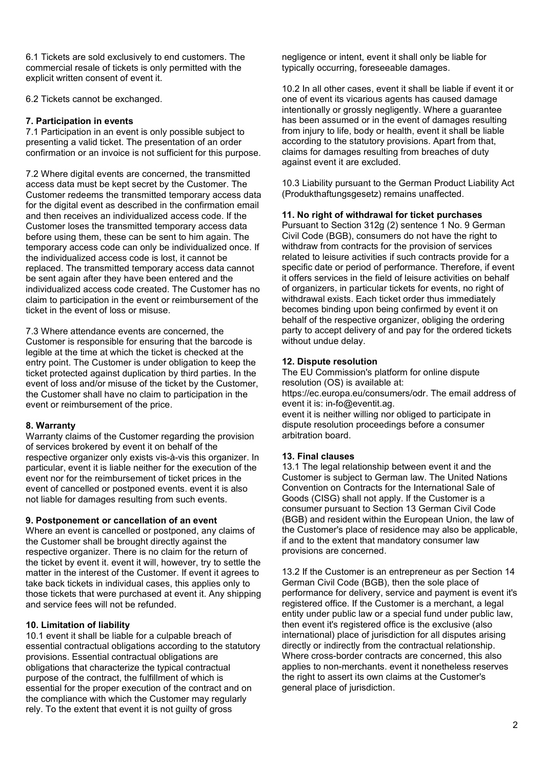6.1 Tickets are sold exclusively to end customers. The commercial resale of tickets is only permitted with the explicit written consent of event it.

6.2 Tickets cannot be exchanged.

**7. Participation in events**

7.1 Participation in an event is only possible subject to presenting a valid ticket. The presentation of an order confirmation or an invoice is not sufficient for this purpose.

7.2 Where digital events are concerned, the transmitted access data must be kept secret by the Customer. The Customer redeems the transmitted temporary access data for the digital event as described in the confirmation email and then receives an individualized access code. If the Customer loses the transmitted temporary access data before using them, these can be sent to him again. The temporary access code can only be individualized once. If the individualized access code is lost, it cannot be replaced. The transmitted temporary access data cannot be sent again after they have been entered and the individualized access code created. The Customer has no claim to participation in the event or reimbursement of the ticket in the event of loss or misuse.

7.3 Where attendance events are concerned, the Customer is responsible for ensuring that the barcode is legible at the time at which the ticket is checked at the entry point. The Customer is under obligation to keep the ticket protected against duplication by third parties. In the event of loss and/or misuse of the ticket by the Customer, the Customer shall have no claim to participation in the event or reimbursement of the price.

**8. Warranty**

Warranty claims of the Customer regarding the provision of services brokered by event it on behalf of the respective organizer only exists vis-à-vis this organizer. In particular, event it is liable neither for the execution of the event nor for the reimbursement of ticket prices in the event of cancelled or postponed events. event it is also not liable for damages resulting from such events.

**9. Postponement or cancellation of an event**

Where an event is cancelled or postponed, any claims of the Customer shall be brought directly against the respective organizer. There is no claim for the return of the ticket by event it. event it will, however, try to settle the matter in the interest of the Customer. If event it agrees to take back tickets in individual cases, this applies only to those tickets that were purchased at event it. Any shipping and service fees will not be refunded.

**10. Limitation of liability**

10.1 event it shall be liable for a culpable breach of essential contractual obligations according to the statutory provisions. Essential contractual obligations are obligations that characterize the typical contractual purpose of the contract, the fulfillment of which is essential for the proper execution of the contract and on the compliance with which the Customer may regularly rely. To the extent that event it is not guilty of gross negligence or intent, event it shall only be liable for typically occurring, foreseeable damages.

10.2 In all other cases, event it shall be liable if event it or one of event its vicarious agents has caused damage intentionally or grossly negligently. Where a guarantee has been assumed or in the event of damages resulting from injury to life, body or health, event it shall be liable according to the statutory provisions. Apart from that, claims for damages resulting from breaches of duty against event it are excluded.

10.3 Liability pursuant to the German Product Liability Act (Produkthaftungsgesetz) remains unaffected.

**11. No right of withdrawal for ticket purchases**

Pursuant to Section 312g (2) sentence 1 No. 9 German Civil Code (BGB), consumers do not have the right to withdraw from contracts for the provision of services related to leisure activities if such contracts provide for a specific date or period of performance. Therefore, if event it offers services in the field of leisure activities on behalf of organizers, in particular tickets for events, no right of withdrawal exists. Each ticket order thus immediately becomes binding upon being confirmed by event it on behalf of the respective organizer, obliging the ordering party to accept delivery of and pay for the ordered tickets without undue delay.

**12. Dispute resolution**

The EU Commission's platform for online dispute resolution (OS) is available at: https://ec.europa.eu/consumers/odr. The email address of event it is: in-fo@eventit.ag.
event it is neither willing nor obliged to participate in dispute resolution proceedings before a consumer arbitration board.

**13. Final clauses**

13.1 The legal relationship between event it and the Customer is subject to German law. The United Nations Convention on Contracts for the International Sale of Goods (CISG) shall not apply. If the Customer is a consumer pursuant to Section 13 German Civil Code (BGB) and resident within the European Union, the law of the Customer's place of residence may also be applicable, if and to the extent that mandatory consumer law provisions are concerned.

13.2 If the Customer is an entrepreneur as per Section 14 German Civil Code (BGB), then the sole place of performance for delivery, service and payment is event it's registered office. If the Customer is a merchant, a legal entity under public law or a special fund under public law, then event it's registered office is the exclusive (also international) place of jurisdiction for all disputes arising directly or indirectly from the contractual relationship. Where cross-border contracts are concerned, this also applies to non-merchants. event it nonetheless reserves the right to assert its own claims at the Customer's general place of jurisdiction.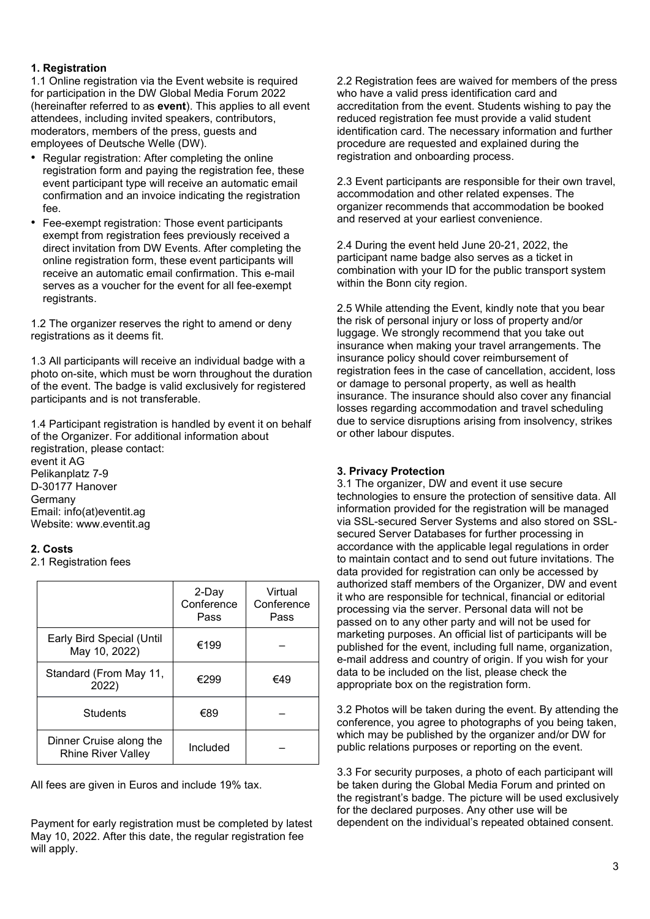### 1. Registration

1.1 Online registration via the Event website is required for participation in the DW Global Media Forum 2022 (hereinafter referred to as **event**). This applies to all event attendees, including invited speakers, contributors, moderators, members of the press, guests and employees of Deutsche Welle (DW).

- Regular registration: After completing the online registration form and paying the registration fee, these event participant type will receive an automatic email confirmation and an invoice indicating the registration fee.
- Fee-exempt registration: Those event participants exempt from registration fees previously received a direct invitation from DW Events. After completing the online registration form, these event participants will receive an automatic email confirmation. This e-mail serves as a voucher for the event for all fee-exempt registrants.

1.2 The organizer reserves the right to amend or deny registrations as it deems fit.

1.3 All participants will receive an individual badge with a photo on-site, which must be worn throughout the duration of the event. The badge is valid exclusively for registered participants and is not transferable.

1.4 Participant registration is handled by event it on behalf of the Organizer. For additional information about registration, please contact:
event it AG
Pelikanplatz 7-9
D-30177 Hanover
Germany
Email: info(at)eventit.ag
Website: www.eventit.ag

### 2. Costs

2.1 Registration fees

| | 2-Day Conference Pass | Virtual Conference Pass |
|---|---|---|
| Early Bird Special (Until May 10, 2022) | €199 | – |
| Standard (From May 11, 2022) | €299 | €49 |
| Students | €89 | – |
| Dinner Cruise along the Rhine River Valley | Included | – |

All fees are given in Euros and include 19% tax.

Payment for early registration must be completed by latest May 10, 2022. After this date, the regular registration fee will apply.

2.2 Registration fees are waived for members of the press who have a valid press identification card and accreditation from the event. Students wishing to pay the reduced registration fee must provide a valid student identification card. The necessary information and further procedure are requested and explained during the registration and onboarding process.

2.3 Event participants are responsible for their own travel, accommodation and other related expenses. The organizer recommends that accommodation be booked and reserved at your earliest convenience.

2.4 During the event held June 20-21, 2022, the participant name badge also serves as a ticket in combination with your ID for the public transport system within the Bonn city region.

2.5 While attending the Event, kindly note that you bear the risk of personal injury or loss of property and/or luggage. We strongly recommend that you take out insurance when making your travel arrangements. The insurance policy should cover reimbursement of registration fees in the case of cancellation, accident, loss or damage to personal property, as well as health insurance. The insurance should also cover any financial losses regarding accommodation and travel scheduling due to service disruptions arising from insolvency, strikes or other labour disputes.

### 3. Privacy Protection

3.1 The organizer, DW and event it use secure technologies to ensure the protection of sensitive data. All information provided for the registration will be managed via SSL-secured Server Systems and also stored on SSL-secured Server Databases for further processing in accordance with the applicable legal regulations in order to maintain contact and to send out future invitations. The data provided for registration can only be accessed by authorized staff members of the Organizer, DW and event it who are responsible for technical, financial or editorial processing via the server. Personal data will not be passed on to any other party and will not be used for marketing purposes. An official list of participants will be published for the event, including full name, organization, e-mail address and country of origin. If you wish for your data to be included on the list, please check the appropriate box on the registration form.

3.2 Photos will be taken during the event. By attending the conference, you agree to photographs of you being taken, which may be published by the organizer and/or DW for public relations purposes or reporting on the event.

3.3 For security purposes, a photo of each participant will be taken during the Global Media Forum and printed on the registrant's badge. The picture will be used exclusively for the declared purposes. Any other use will be dependent on the individual's repeated obtained consent.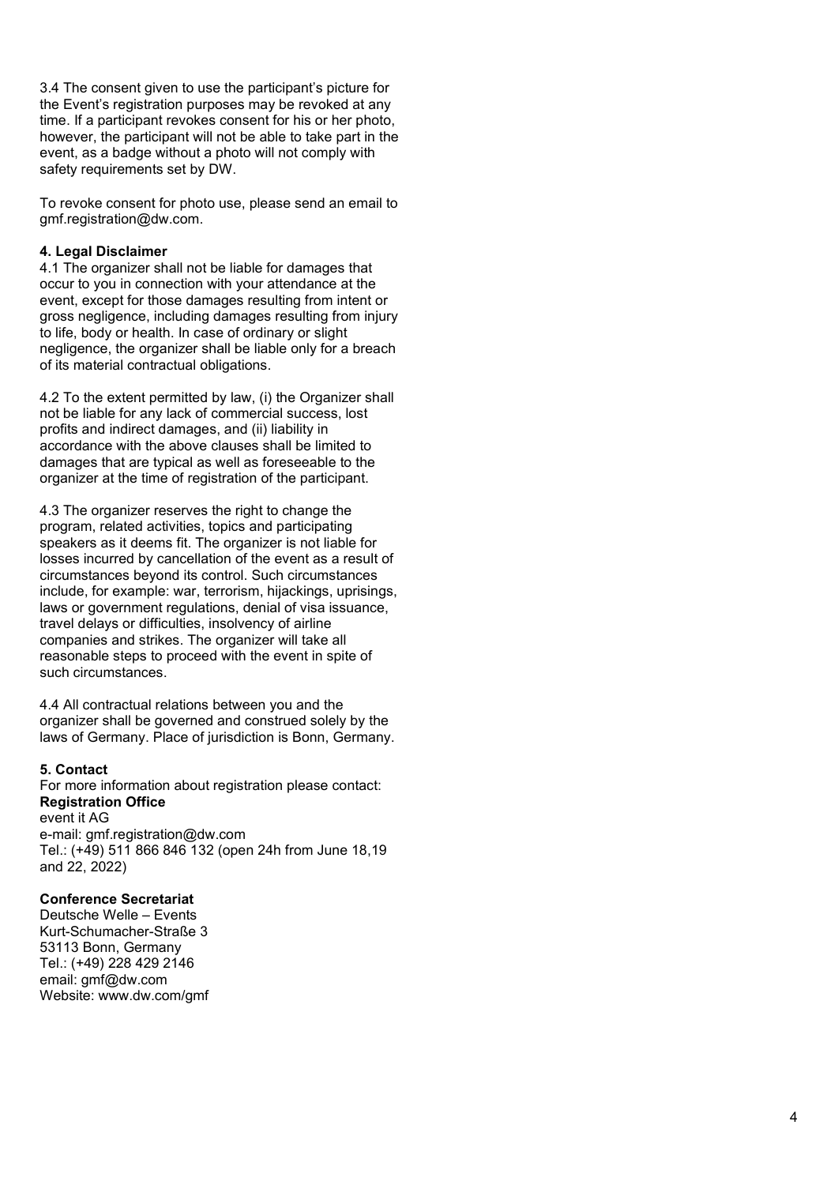3.4 The consent given to use the participant's picture for the Event's registration purposes may be revoked at any time. If a participant revokes consent for his or her photo, however, the participant will not be able to take part in the event, as a badge without a photo will not comply with safety requirements set by DW.

To revoke consent for photo use, please send an email to gmf.registration@dw.com.

**4. Legal Disclaimer**

4.1 The organizer shall not be liable for damages that occur to you in connection with your attendance at the event, except for those damages resulting from intent or gross negligence, including damages resulting from injury to life, body or health. In case of ordinary or slight negligence, the organizer shall be liable only for a breach of its material contractual obligations.

4.2 To the extent permitted by law, (i) the Organizer shall not be liable for any lack of commercial success, lost profits and indirect damages, and (ii) liability in accordance with the above clauses shall be limited to damages that are typical as well as foreseeable to the organizer at the time of registration of the participant.

4.3 The organizer reserves the right to change the program, related activities, topics and participating speakers as it deems fit. The organizer is not liable for losses incurred by cancellation of the event as a result of circumstances beyond its control. Such circumstances include, for example: war, terrorism, hijackings, uprisings, laws or government regulations, denial of visa issuance, travel delays or difficulties, insolvency of airline companies and strikes. The organizer will take all reasonable steps to proceed with the event in spite of such circumstances.

4.4 All contractual relations between you and the organizer shall be governed and construed solely by the laws of Germany. Place of jurisdiction is Bonn, Germany.

**5. Contact**

For more information about registration please contact:

**Registration Office**
event it AG
e-mail: gmf.registration@dw.com
Tel.: (+49) 511 866 846 132 (open 24h from June 18,19 and 22, 2022)

**Conference Secretariat**
Deutsche Welle – Events
Kurt-Schumacher-Straße 3
53113 Bonn, Germany
Tel.: (+49) 228 429 2146
email: gmf@dw.com
Website: www.dw.com/gmf